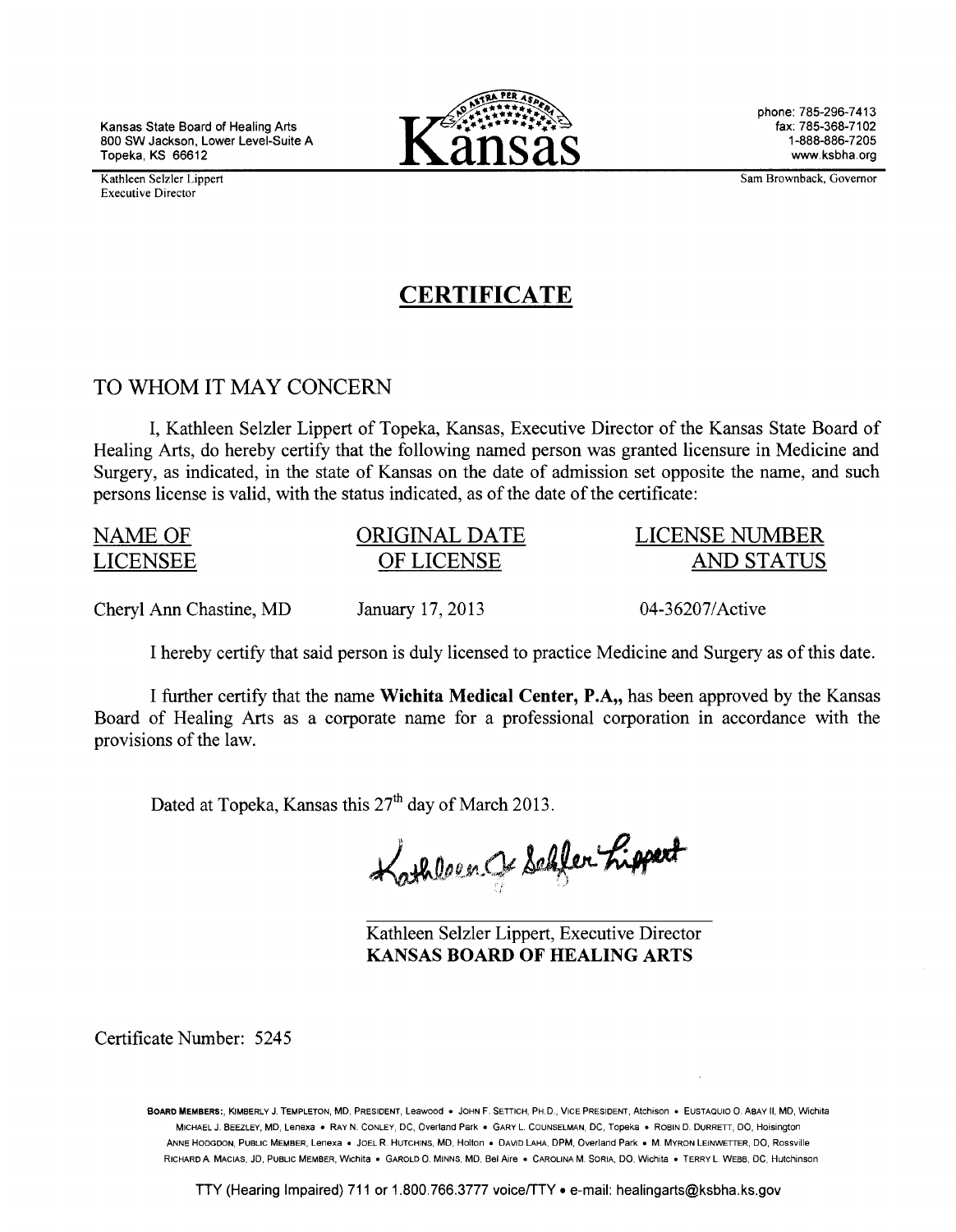Kansas State Board of Healing Arts
800 SW Jackson, Lower Level-Suite A
Topeka, KS 66612

Kathleen Selzler Lippert
Executive Director

**Kansas**

phone: 785-296-7413
fax: 785-368-7102
1-888-886-7205
www.ksbha.org

Sam Brownback, Governor

# CERTIFICATE

TO WHOM IT MAY CONCERN

I, Kathleen Selzler Lippert of Topeka, Kansas, Executive Director of the Kansas State Board of Healing Arts, do hereby certify that the following named person was granted licensure in Medicine and Surgery, as indicated, in the state of Kansas on the date of admission set opposite the name, and such persons license is valid, with the status indicated, as of the date of the certificate:

| NAME OF LICENSEE | ORIGINAL DATE OF LICENSE | LICENSE NUMBER AND STATUS |
| --- | --- | --- |
| Cheryl Ann Chastine, MD | January 17, 2013 | 04-36207/Active |

I hereby certify that said person is duly licensed to practice Medicine and Surgery as of this date.

I further certify that the name **Wichita Medical Center, P.A,,** has been approved by the Kansas Board of Healing Arts as a corporate name for a professional corporation in accordance with the provisions of the law.

Dated at Topeka, Kansas this 27th day of March 2013.

Kathleen Selzler Lippert, Executive Director
**KANSAS BOARD OF HEALING ARTS**

Certificate Number: 5245

**BOARD MEMBERS:**, KIMBERLY J. TEMPLETON, MD, PRESIDENT, Leawood • JOHN F. SETTICH, PH.D., VICE PRESIDENT, Atchison • EUSTAQUIO O. ABAY II, MD, Wichita
MICHAEL J. BEEZLEY, MD, Lenexa • RAY N. CONLEY, DC, Overland Park • GARY L. COUNSELMAN, DC, Topeka • ROBIN D. DURRETT, DO, Hoisington
ANNE HODGDON, PUBLIC MEMBER, Lenexa • JOEL R. HUTCHINS, MD, Holton • DAVID LAHA, DPM, Overland Park • M. MYRON LEINWETTER, DO, Rossville
RICHARD A. MACIAS, JD, PUBLIC MEMBER, Wichita • GAROLD O. MINNS, MD, Bel Aire • CAROLINA M. SORIA, DO, Wichita • TERRY L. WEBB, DC, Hutchinson

TTY (Hearing Impaired) 711 or 1.800.766.3777 voice/TTY • e-mail: healingarts@ksbha.ks.gov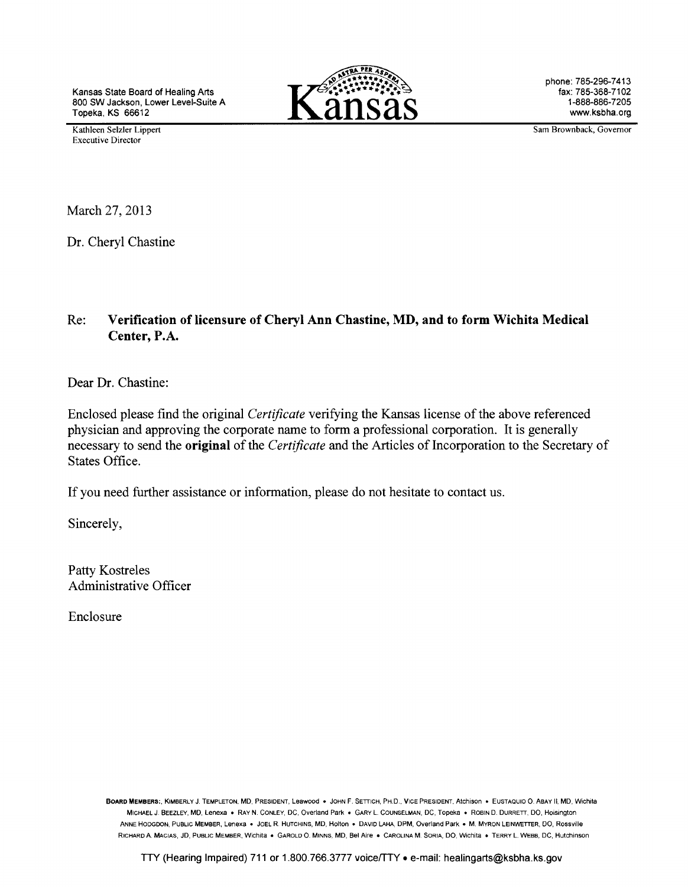Kansas State Board of Healing Arts
800 SW Jackson, Lower Level-Suite A
Topeka, KS 66612

Kathleen Selzler Lippert
Executive Director

Kansas

phone: 785-296-7413
fax: 785-368-7102
1-888-886-7205
www.ksbha.org

Sam Brownback, Governor

March 27, 2013

Dr. Cheryl Chastine

Re: **Verification of licensure of Cheryl Ann Chastine, MD, and to form Wichita Medical Center, P.A.**

Dear Dr. Chastine:

Enclosed please find the original *Certificate* verifying the Kansas license of the above referenced physician and approving the corporate name to form a professional corporation. It is generally necessary to send the **original** of the *Certificate* and the Articles of Incorporation to the Secretary of States Office.

If you need further assistance or information, please do not hesitate to contact us.

Sincerely,

Patty Kostreles
Administrative Officer

Enclosure

**BOARD MEMBERS:**, KIMBERLY J. TEMPLETON, MD, PRESIDENT, Leawood • JOHN F. SETTICH, PH.D., VICE PRESIDENT, Atchison • EUSTAQUIO O. ABAY II, MD, Wichita
MICHAEL J. BEEZLEY, MD, Lenexa • RAY N. CONLEY, DC, Overland Park • GARY L. COUNSELMAN, DC, Topeka • ROBIN D. DURRETT, DO, Hoisington
ANNE HODGDON, PUBLIC MEMBER, Lenexa • JOEL R. HUTCHINS, MD, Holton • DAVID LAHA, DPM, Overland Park • M. MYRON LEINWETTER, DO, Rossville
RICHARD A. MACIAS, JD, PUBLIC MEMBER, Wichita • GAROLD O. MINNS, MD, Bel Aire • CAROLINA M. SORIA, DO, Wichita • TERRY L. WEBB, DC, Hutchinson

TTY (Hearing Impaired) 711 or 1.800.766.3777 voice/TTY • e-mail: healingarts@ksbha.ks.gov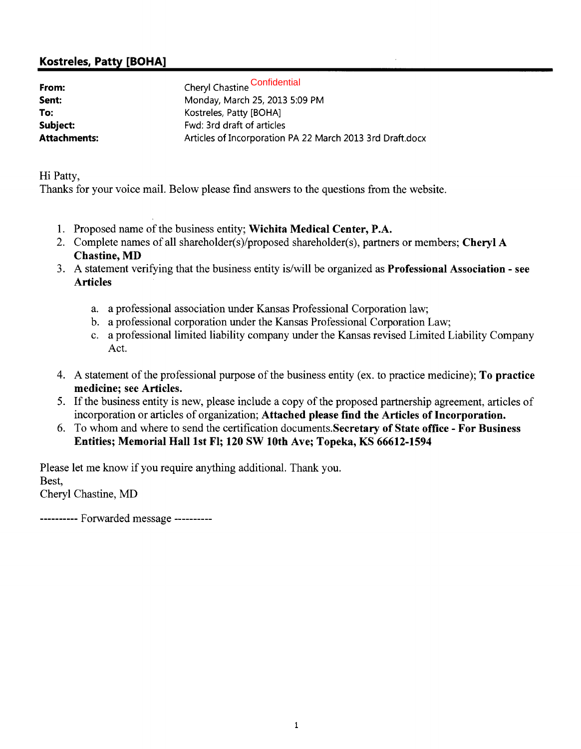## Kostreles, Patty [BOHA]

| | |
|---|---|
| **From:** | Cheryl Chastine Confidential |
| **Sent:** | Monday, March 25, 2013 5:09 PM |
| **To:** | Kostreles, Patty [BOHA] |
| **Subject:** | Fwd: 3rd draft of articles |
| **Attachments:** | Articles of Incorporation PA 22 March 2013 3rd Draft.docx |

Hi Patty,
Thanks for your voice mail. Below please find answers to the questions from the website.

1. Proposed name of the business entity; **Wichita Medical Center, P.A.**
2. Complete names of all shareholder(s)/proposed shareholder(s), partners or members; **Cheryl A Chastine, MD**
3. A statement verifying that the business entity is/will be organized as **Professional Association - see Articles**

   a. a professional association under Kansas Professional Corporation law;
   b. a professional corporation under the Kansas Professional Corporation Law;
   c. a professional limited liability company under the Kansas revised Limited Liability Company Act.

4. A statement of the professional purpose of the business entity (ex. to practice medicine); **To practice medicine; see Articles.**
5. If the business entity is new, please include a copy of the proposed partnership agreement, articles of incorporation or articles of organization; **Attached please find the Articles of Incorporation.**
6. To whom and where to send the certification documents.**Secretary of State office - For Business Entities; Memorial Hall 1st Fl; 120 SW 10th Ave; Topeka, KS 66612-1594**

Please let me know if you require anything additional. Thank you.
Best,
Cheryl Chastine, MD

---------- Forwarded message ----------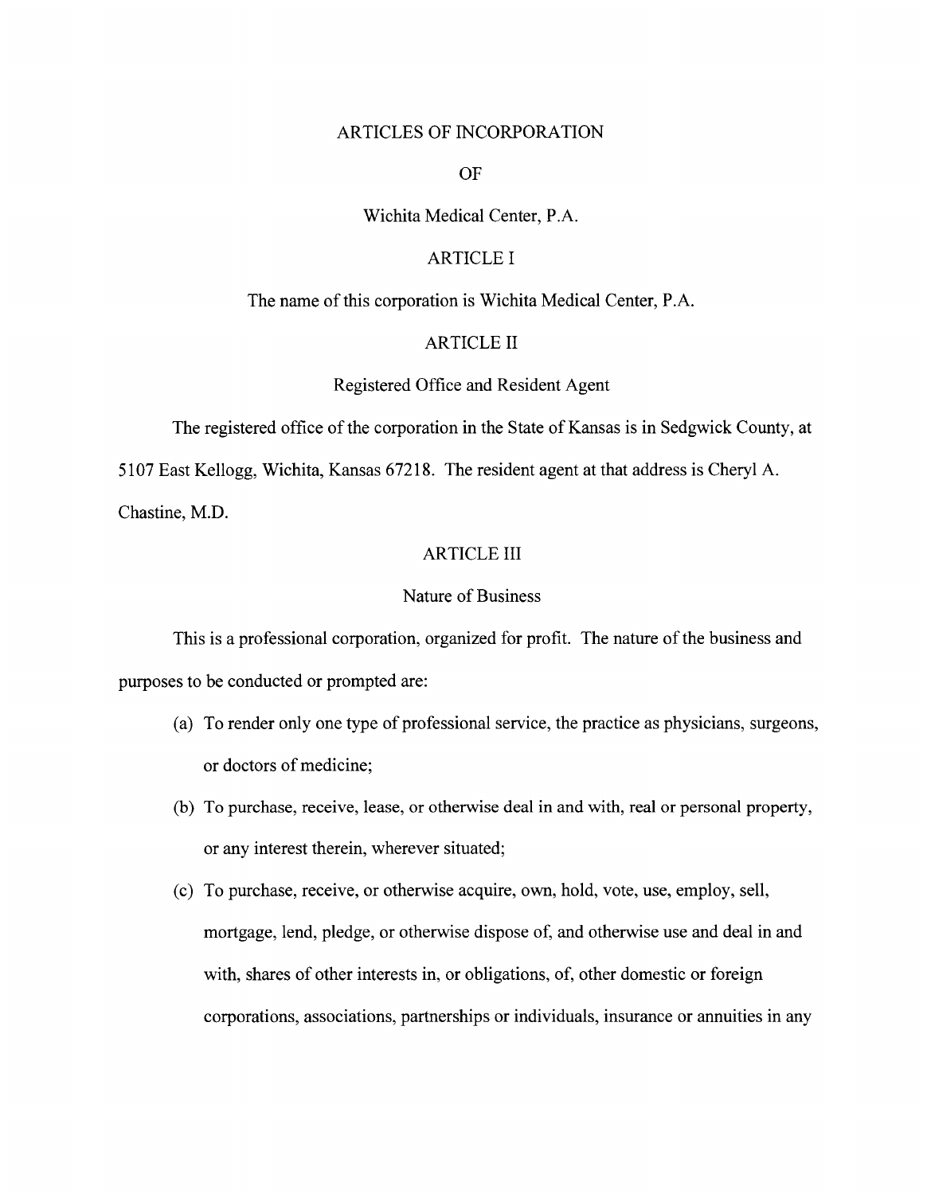# ARTICLES OF INCORPORATION

# OF

# Wichita Medical Center, P.A.

## ARTICLE I

The name of this corporation is Wichita Medical Center, P.A.

## ARTICLE II

### Registered Office and Resident Agent

The registered office of the corporation in the State of Kansas is in Sedgwick County, at 5107 East Kellogg, Wichita, Kansas 67218. The resident agent at that address is Cheryl A. Chastine, M.D.

## ARTICLE III

### Nature of Business

This is a professional corporation, organized for profit. The nature of the business and purposes to be conducted or prompted are:

(a) To render only one type of professional service, the practice as physicians, surgeons, or doctors of medicine;

(b) To purchase, receive, lease, or otherwise deal in and with, real or personal property, or any interest therein, wherever situated;

(c) To purchase, receive, or otherwise acquire, own, hold, vote, use, employ, sell, mortgage, lend, pledge, or otherwise dispose of, and otherwise use and deal in and with, shares of other interests in, or obligations, of, other domestic or foreign corporations, associations, partnerships or individuals, insurance or annuities in any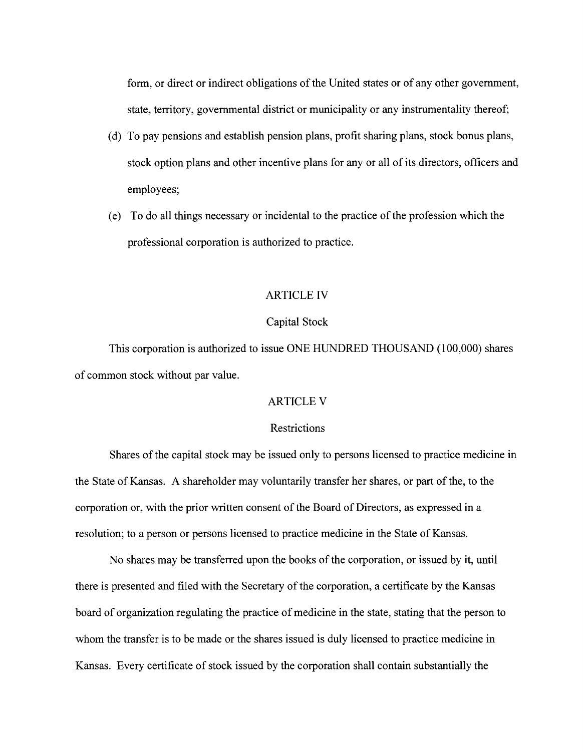form, or direct or indirect obligations of the United states or of any other government, state, territory, governmental district or municipality or any instrumentality thereof;

(d) To pay pensions and establish pension plans, profit sharing plans, stock bonus plans, stock option plans and other incentive plans for any or all of its directors, officers and employees;

(e) To do all things necessary or incidental to the practice of the profession which the professional corporation is authorized to practice.

ARTICLE IV

Capital Stock

This corporation is authorized to issue ONE HUNDRED THOUSAND (100,000) shares of common stock without par value.

ARTICLE V

Restrictions

Shares of the capital stock may be issued only to persons licensed to practice medicine in the State of Kansas. A shareholder may voluntarily transfer her shares, or part of the, to the corporation or, with the prior written consent of the Board of Directors, as expressed in a resolution; to a person or persons licensed to practice medicine in the State of Kansas.

No shares may be transferred upon the books of the corporation, or issued by it, until there is presented and filed with the Secretary of the corporation, a certificate by the Kansas board of organization regulating the practice of medicine in the state, stating that the person to whom the transfer is to be made or the shares issued is duly licensed to practice medicine in Kansas. Every certificate of stock issued by the corporation shall contain substantially the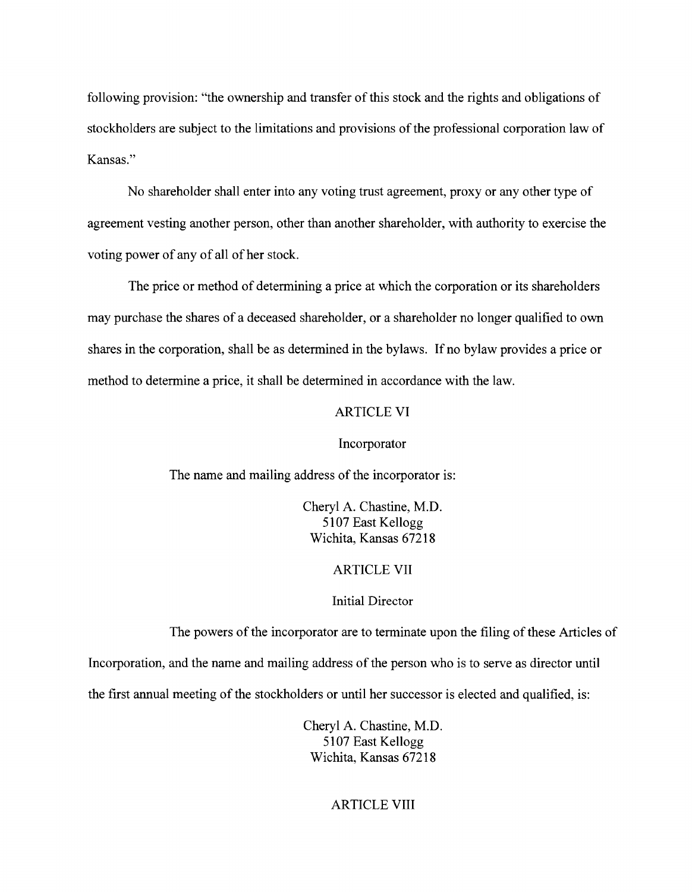following provision: "the ownership and transfer of this stock and the rights and obligations of stockholders are subject to the limitations and provisions of the professional corporation law of Kansas."

No shareholder shall enter into any voting trust agreement, proxy or any other type of agreement vesting another person, other than another shareholder, with authority to exercise the voting power of any of all of her stock.

The price or method of determining a price at which the corporation or its shareholders may purchase the shares of a deceased shareholder, or a shareholder no longer qualified to own shares in the corporation, shall be as determined in the bylaws. If no bylaw provides a price or method to determine a price, it shall be determined in accordance with the law.

## ARTICLE VI

### Incorporator

The name and mailing address of the incorporator is:

Cheryl A. Chastine, M.D.
5107 East Kellogg
Wichita, Kansas 67218

## ARTICLE VII

### Initial Director

The powers of the incorporator are to terminate upon the filing of these Articles of Incorporation, and the name and mailing address of the person who is to serve as director until the first annual meeting of the stockholders or until her successor is elected and qualified, is:

Cheryl A. Chastine, M.D.
5107 East Kellogg
Wichita, Kansas 67218

## ARTICLE VIII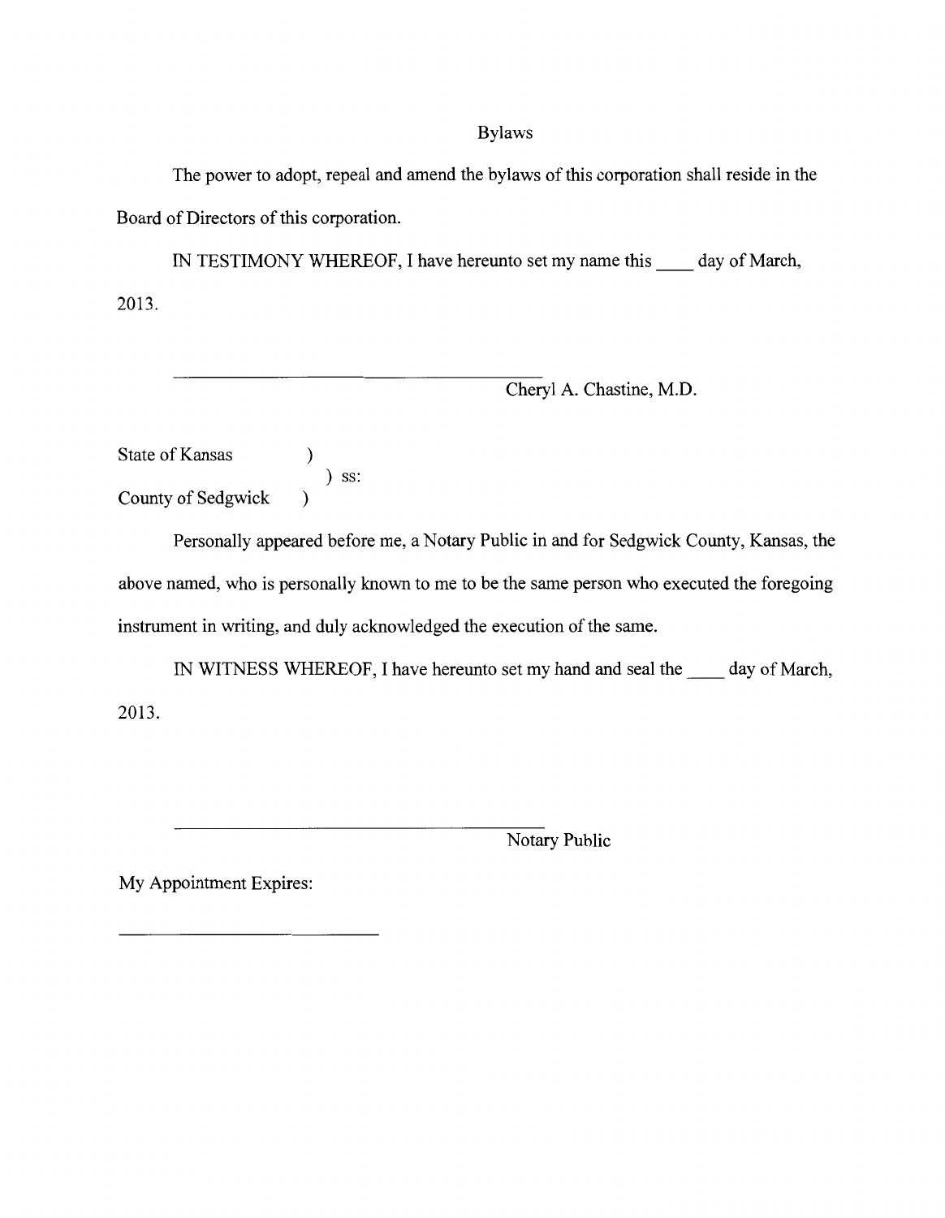## Bylaws

The power to adopt, repeal and amend the bylaws of this corporation shall reside in the Board of Directors of this corporation.

IN TESTIMONY WHEREOF, I have hereunto set my name this ____ day of March, 2013.

\_\_\_\_\_\_\_\_\_\_\_\_\_\_\_\_\_\_\_\_\_\_\_\_\_\_\_\_\_\_\_\_\_\_\_\_\_\_\_\_
Cheryl A. Chastine, M.D.

State of Kansas )
) ss:
County of Sedgwick )

Personally appeared before me, a Notary Public in and for Sedgwick County, Kansas, the above named, who is personally known to me to be the same person who executed the foregoing instrument in writing, and duly acknowledged the execution of the same.

IN WITNESS WHEREOF, I have hereunto set my hand and seal the ____ day of March, 2013.

\_\_\_\_\_\_\_\_\_\_\_\_\_\_\_\_\_\_\_\_\_\_\_\_\_\_\_\_\_\_\_\_\_\_\_\_\_\_\_\_
Notary Public

My Appointment Expires:

\_\_\_\_\_\_\_\_\_\_\_\_\_\_\_\_\_\_\_\_\_\_\_\_\_\_\_\_\_\_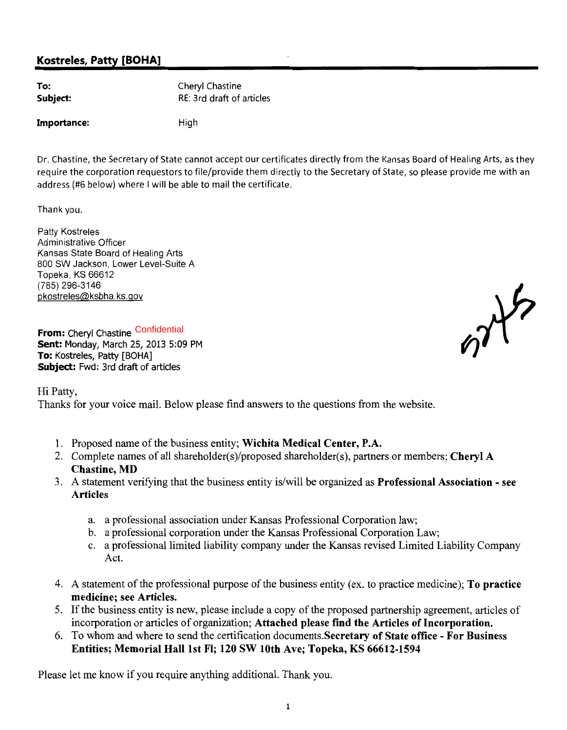## Kostreles, Patty [BOHA]

**To:** Cheryl Chastine
**Subject:** RE: 3rd draft of articles

**Importance:** High

Dr. Chastine, the Secretary of State cannot accept our certificates directly from the Kansas Board of Healing Arts, as they require the corporation requestors to file/provide them directly to the Secretary of State, so please provide me with an address (#6 below) where I will be able to mail the certificate.

Thank you.

Patty Kostreles
Administrative Officer
Kansas State Board of Healing Arts
800 SW Jackson, Lower Level-Suite A
Topeka, KS 66612
(785) 296-3146
pkostreles@ksbha.ks.gov

57

**From:** Cheryl Chastine Confidential
**Sent:** Monday, March 25, 2013 5:09 PM
**To:** Kostreles, Patty [BOHA]
**Subject:** Fwd: 3rd draft of articles

Hi Patty,
Thanks for your voice mail. Below please find answers to the questions from the website.

1. Proposed name of the business entity; **Wichita Medical Center, P.A.**
2. Complete names of all shareholder(s)/proposed shareholder(s), partners or members; **Cheryl A Chastine, MD**
3. A statement verifying that the business entity is/will be organized as **Professional Association - see Articles**
   a. a professional association under Kansas Professional Corporation law;
   b. a professional corporation under the Kansas Professional Corporation Law;
   c. a professional limited liability company under the Kansas revised Limited Liability Company Act.
4. A statement of the professional purpose of the business entity (ex. to practice medicine); **To practice medicine; see Articles.**
5. If the business entity is new, please include a copy of the proposed partnership agreement, articles of incorporation or articles of organization; **Attached please find the Articles of Incorporation.**
6. To whom and where to send the certification documents.**Secretary of State office - For Business Entities; Memorial Hall 1st Fl; 120 SW 10th Ave; Topeka, KS 66612-1594**

Please let me know if you require anything additional. Thank you.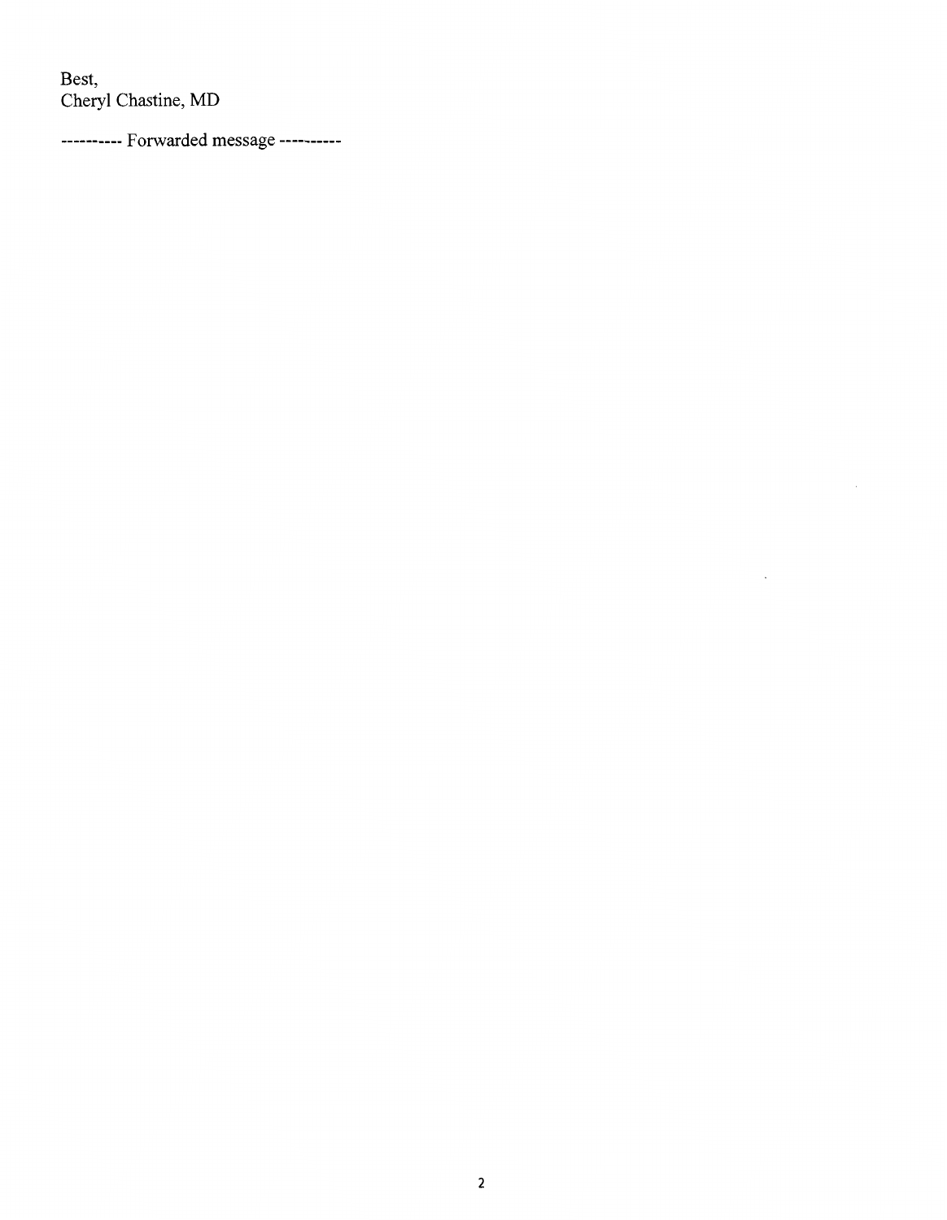Best,
Cheryl Chastine, MD

---------- Forwarded message ----------